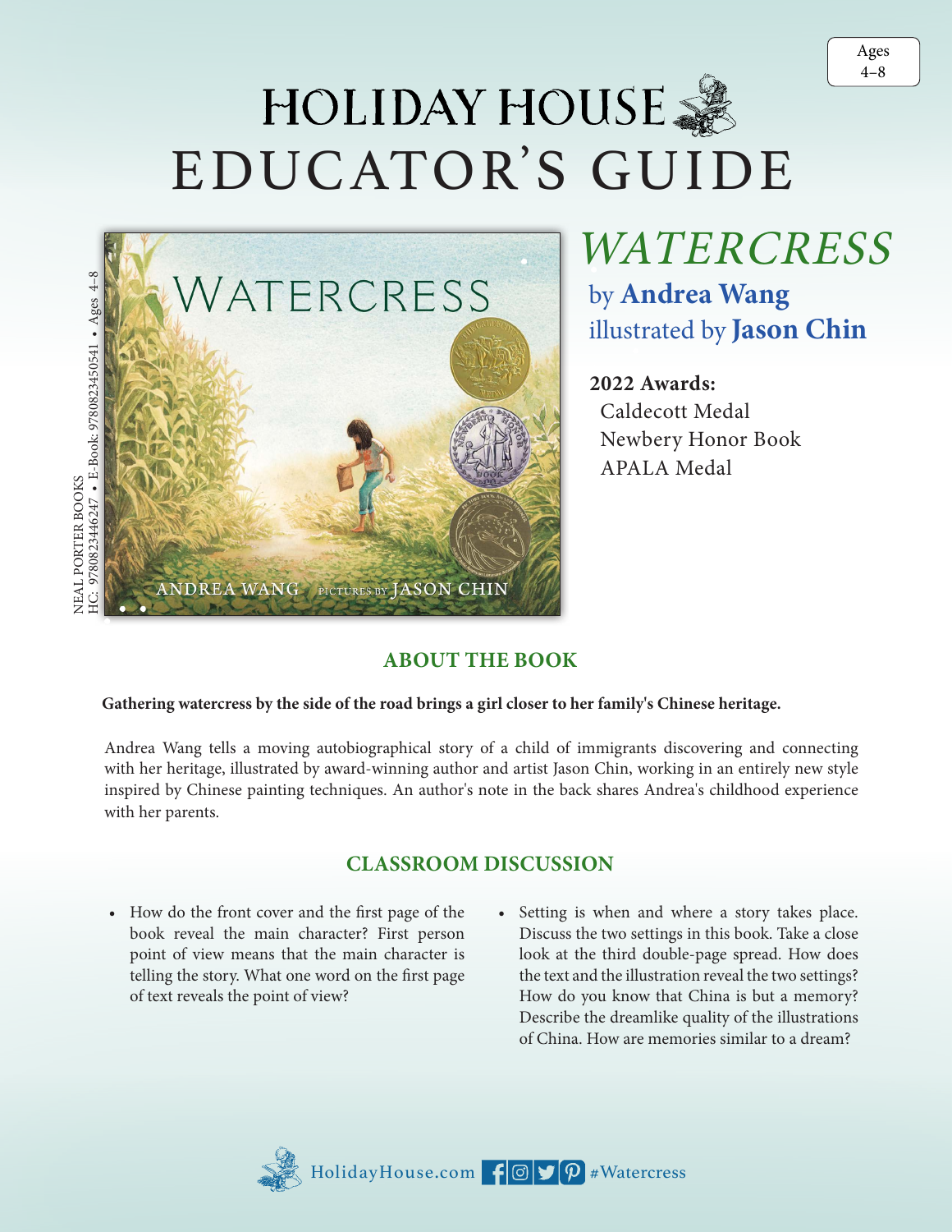Ages 4–8

# HOLIDAY HOUSE EDUCATOR'S GUIDE

NEAL PORTER BOOKS
HC: 9780823446247 • E-Book: 9780823450541 • Ages 4–8

## *WATERCRESS*

by **Andrea Wang**
illustrated by **Jason Chin**

**2022 Awards:**
Caldecott Medal
Newbery Honor Book
APALA Medal

## ABOUT THE BOOK

**Gathering watercress by the side of the road brings a girl closer to her family's Chinese heritage.**

Andrea Wang tells a moving autobiographical story of a child of immigrants discovering and connecting with her heritage, illustrated by award-winning author and artist Jason Chin, working in an entirely new style inspired by Chinese painting techniques. An author's note in the back shares Andrea's childhood experience with her parents.

## CLASSROOM DISCUSSION

- How do the front cover and the first page of the book reveal the main character? First person point of view means that the main character is telling the story. What one word on the first page of text reveals the point of view?
- Setting is when and where a story takes place. Discuss the two settings in this book. Take a close look at the third double-page spread. How does the text and the illustration reveal the two settings? How do you know that China is but a memory? Describe the dreamlike quality of the illustrations of China. How are memories similar to a dream?

HolidayHouse.com #Watercress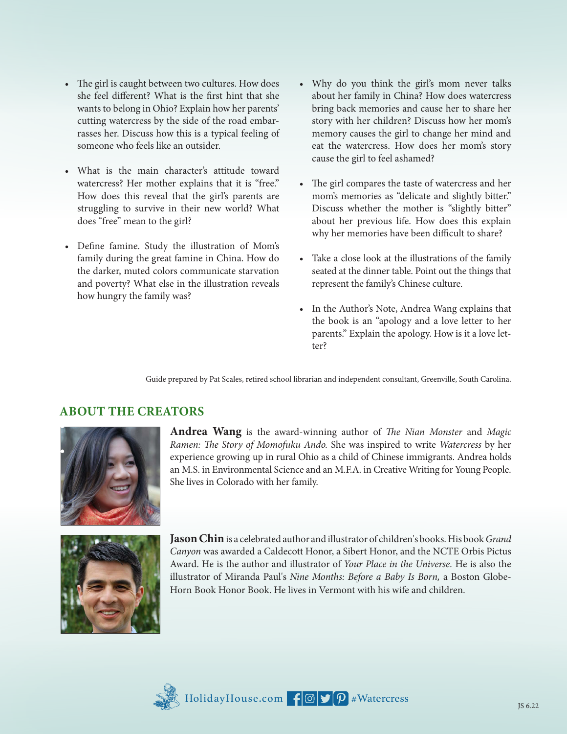- The girl is caught between two cultures. How does she feel different? What is the first hint that she wants to belong in Ohio? Explain how her parents' cutting watercress by the side of the road embarrasses her. Discuss how this is a typical feeling of someone who feels like an outsider.

- What is the main character's attitude toward watercress? Her mother explains that it is "free." How does this reveal that the girl's parents are struggling to survive in their new world? What does "free" mean to the girl?

- Define famine. Study the illustration of Mom's family during the great famine in China. How do the darker, muted colors communicate starvation and poverty? What else in the illustration reveals how hungry the family was?

- Why do you think the girl's mom never talks about her family in China? How does watercress bring back memories and cause her to share her story with her children? Discuss how her mom's memory causes the girl to change her mind and eat the watercress. How does her mom's story cause the girl to feel ashamed?

- The girl compares the taste of watercress and her mom's memories as "delicate and slightly bitter." Discuss whether the mother is "slightly bitter" about her previous life. How does this explain why her memories have been difficult to share?

- Take a close look at the illustrations of the family seated at the dinner table. Point out the things that represent the family's Chinese culture.

- In the Author's Note, Andrea Wang explains that the book is an "apology and a love letter to her parents." Explain the apology. How is it a love letter?

Guide prepared by Pat Scales, retired school librarian and independent consultant, Greenville, South Carolina.

## ABOUT THE CREATORS

**Andrea Wang** is the award-winning author of *The Nian Monster* and *Magic Ramen: The Story of Momofuku Ando.* She was inspired to write *Watercress* by her experience growing up in rural Ohio as a child of Chinese immigrants. Andrea holds an M.S. in Environmental Science and an M.F.A. in Creative Writing for Young People. She lives in Colorado with her family.

**Jason Chin** is a celebrated author and illustrator of children's books. His book *Grand Canyon* was awarded a Caldecott Honor, a Sibert Honor, and the NCTE Orbis Pictus Award. He is the author and illustrator of *Your Place in the Universe.* He is also the illustrator of Miranda Paul's *Nine Months: Before a Baby Is Born,* a Boston Globe-Horn Book Honor Book. He lives in Vermont with his wife and children.

HolidayHouse.com #Watercress

JS 6.22